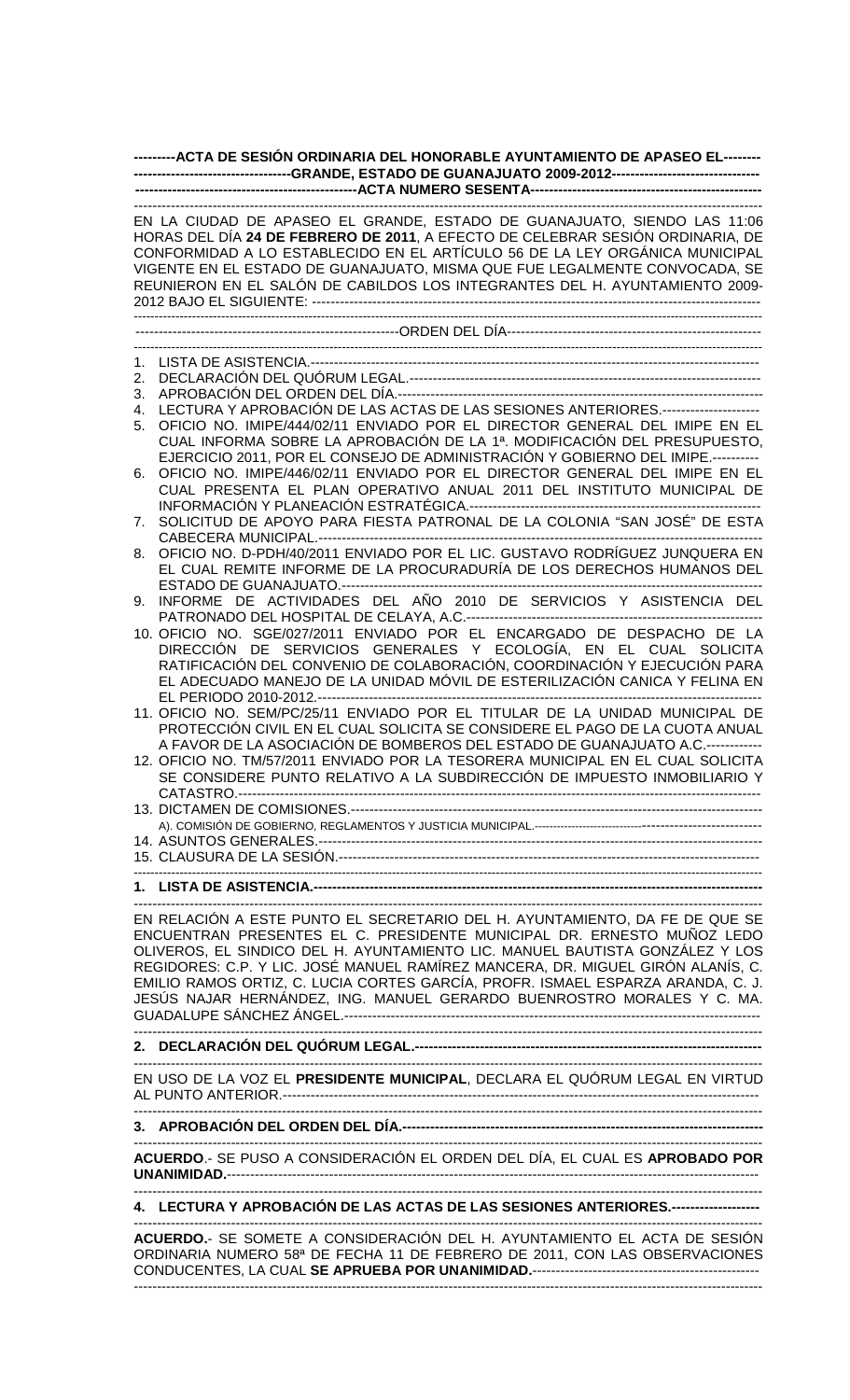**---------ACTA DE SESIÓN ORDINARIA DEL HONORABLE AYUNTAMIENTO DE APASEO EL--------**
**----------------------------------GRANDE, ESTADO DE GUANAJUATO 2009-2012--------------------------------**
**------------------------------------------------ACTA NUMERO SESENTA------------------------------------------------**

-----------------------------------------------------------------------------------------------------------------------------

EN LA CIUDAD DE APASEO EL GRANDE, ESTADO DE GUANAJUATO, SIENDO LAS 11:06 HORAS DEL DÍA **24 DE FEBRERO DE 2011**, A EFECTO DE CELEBRAR SESIÓN ORDINARIA, DE CONFORMIDAD A LO ESTABLECIDO EN EL ARTÍCULO 56 DE LA LEY ORGÁNICA MUNICIPAL VIGENTE EN EL ESTADO DE GUANAJUATO, MISMA QUE FUE LEGALMENTE CONVOCADA, SE REUNIERON EN EL SALÓN DE CABILDOS LOS INTEGRANTES DEL H. AYUNTAMIENTO 2009-2012 BAJO EL SIGUIENTE: ---------------------------------------------------------------------------------------------

-----------------------------------------------------------------------------------------------------------------------------

---------------------------------------------------------ORDEN DEL DÍA-------------------------------------------------------

-----------------------------------------------------------------------------------------------------------------------------

1. LISTA DE ASISTENCIA.---------------------------------------------------------------------------------------------
2. DECLARACIÓN DEL QUÓRUM LEGAL.-------------------------------------------------------------------------
3. APROBACIÓN DEL ORDEN DEL DÍA.----------------------------------------------------------------------------
4. LECTURA Y APROBACIÓN DE LAS ACTAS DE LAS SESIONES ANTERIORES.---------------------
5. OFICIO NO. IMIPE/444/02/11 ENVIADO POR EL DIRECTOR GENERAL DEL IMIPE EN EL CUAL INFORMA SOBRE LA APROBACIÓN DE LA 1ª. MODIFICACIÓN DEL PRESUPUESTO, EJERCICIO 2011, POR EL CONSEJO DE ADMINISTRACIÓN Y GOBIERNO DEL IMIPE.----------
6. OFICIO NO. IMIPE/446/02/11 ENVIADO POR EL DIRECTOR GENERAL DEL IMIPE EN EL CUAL PRESENTA EL PLAN OPERATIVO ANUAL 2011 DEL INSTITUTO MUNICIPAL DE INFORMACIÓN Y PLANEACIÓN ESTRATÉGICA.-------------------------------------------------------------
7. SOLICITUD DE APOYO PARA FIESTA PATRONAL DE LA COLONIA "SAN JOSÉ" DE ESTA CABECERA MUNICIPAL.----------------------------------------------------------------------------------------------
8. OFICIO NO. D-PDH/40/2011 ENVIADO POR EL LIC. GUSTAVO RODRÍGUEZ JUNQUERA EN EL CUAL REMITE INFORME DE LA PROCURADURÍA DE LOS DERECHOS HUMANOS DEL ESTADO DE GUANAJUATO.----------------------------------------------------------------------------------------
9. INFORME DE ACTIVIDADES DEL AÑO 2010 DE SERVICIOS Y ASISTENCIA DEL PATRONADO DEL HOSPITAL DE CELAYA, A.C.---------------------------------------------------------------
10. OFICIO NO. SGE/027/2011 ENVIADO POR EL ENCARGADO DE DESPACHO DE LA DIRECCIÓN DE SERVICIOS GENERALES Y ECOLOGÍA, EN EL CUAL SOLICITA RATIFICACIÓN DEL CONVENIO DE COLABORACIÓN, COORDINACIÓN Y EJECUCIÓN PARA EL ADECUADO MANEJO DE LA UNIDAD MÓVIL DE ESTERILIZACIÓN CANICA Y FELINA EN EL PERIODO 2010-2012.-----------------------------------------------------------------------------------------
11. OFICIO NO. SEM/PC/25/11 ENVIADO POR EL TITULAR DE LA UNIDAD MUNICIPAL DE PROTECCIÓN CIVIL EN EL CUAL SOLICITA SE CONSIDERE EL PAGO DE LA CUOTA ANUAL A FAVOR DE LA ASOCIACIÓN DE BOMBEROS DEL ESTADO DE GUANAJUATO A.C.------------
12. OFICIO NO. TM/57/2011 ENVIADO POR LA TESORERA MUNICIPAL EN EL CUAL SOLICITA SE CONSIDERE PUNTO RELATIVO A LA SUBDIRECCIÓN DE IMPUESTO INMOBILIARIO Y CATASTRO.-----------------------------------------------------------------------------------------------------------
13. DICTAMEN DE COMISIONES.---------------------------------------------------------------------------------------
    A). COMISIÓN DE GOBIERNO, REGLAMENTOS Y JUSTICIA MUNICIPAL.-------------------------------------------------------
14. ASUNTOS GENERALES.----------------------------------------------------------------------------------------------
15. CLAUSURA DE LA SESIÓN.-----------------------------------------------------------------------------------------

-----------------------------------------------------------------------------------------------------------------------------

**1. LISTA DE ASISTENCIA.----------------------------------------------------------------------------------------------**

-----------------------------------------------------------------------------------------------------------------------------

EN RELACIÓN A ESTE PUNTO EL SECRETARIO DEL H. AYUNTAMIENTO, DA FE DE QUE SE ENCUENTRAN PRESENTES EL C. PRESIDENTE MUNICIPAL DR. ERNESTO MUÑOZ LEDO OLIVEROS, EL SINDICO DEL H. AYUNTAMIENTO LIC. MANUEL BAUTISTA GONZÁLEZ Y LOS REGIDORES: C.P. Y LIC. JOSÉ MANUEL RAMÍREZ MANCERA, DR. MIGUEL GIRÓN ALANÍS, C. EMILIO RAMOS ORTIZ, C. LUCIA CORTES GARCÍA, PROFR. ISMAEL ESPARZA ARANDA, C. J. JESÚS NAJAR HERNÁNDEZ, ING. MANUEL GERARDO BUENROSTRO MORALES Y C. MA. GUADALUPE SÁNCHEZ ÁNGEL.----------------------------------------------------------------------------------------

-----------------------------------------------------------------------------------------------------------------------------

**2. DECLARACIÓN DEL QUÓRUM LEGAL.--------------------------------------------------------------------------**

-----------------------------------------------------------------------------------------------------------------------------

EN USO DE LA VOZ EL **PRESIDENTE MUNICIPAL**, DECLARA EL QUÓRUM LEGAL EN VIRTUD AL PUNTO ANTERIOR.--------------------------------------------------------------------------------------------------

-----------------------------------------------------------------------------------------------------------------------------

**3. APROBACIÓN DEL ORDEN DEL DÍA.------------------------------------------------------------------------------**

-----------------------------------------------------------------------------------------------------------------------------

**ACUERDO**.- SE PUSO A CONSIDERACIÓN EL ORDEN DEL DÍA, EL CUAL ES **APROBADO POR UNANIMIDAD.**-----------------------------------------------------------------------------------------------------------

-----------------------------------------------------------------------------------------------------------------------------

**4. LECTURA Y APROBACIÓN DE LAS ACTAS DE LAS SESIONES ANTERIORES.-------------------**

-----------------------------------------------------------------------------------------------------------------------------

**ACUERDO.**- SE SOMETE A CONSIDERACIÓN DEL H. AYUNTAMIENTO EL ACTA DE SESIÓN ORDINARIA NUMERO 58ª DE FECHA 11 DE FEBRERO DE 2011, CON LAS OBSERVACIONES CONDUCENTES, LA CUAL **SE APRUEBA POR UNANIMIDAD.**-------------------------------------------------

-----------------------------------------------------------------------------------------------------------------------------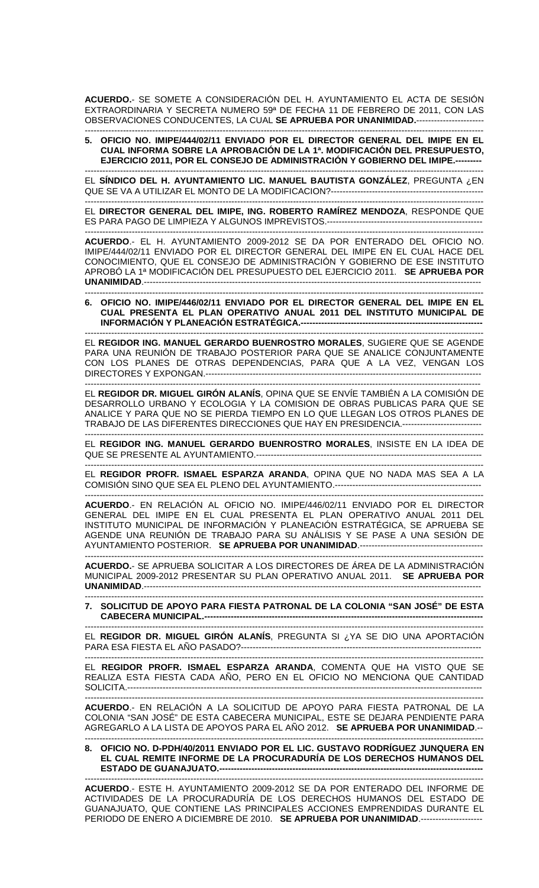**ACUERDO.**- SE SOMETE A CONSIDERACIÓN DEL H. AYUNTAMIENTO EL ACTA DE SESIÓN EXTRAORDINARIA Y SECRETA NUMERO 59ª DE FECHA 11 DE FEBRERO DE 2011, CON LAS OBSERVACIONES CONDUCENTES, LA CUAL **SE APRUEBA POR UNANIMIDAD.**-----------------------

**5. OFICIO NO. IMIPE/444/02/11 ENVIADO POR EL DIRECTOR GENERAL DEL IMIPE EN EL CUAL INFORMA SOBRE LA APROBACIÓN DE LA 1ª. MODIFICACIÓN DEL PRESUPUESTO, EJERCICIO 2011, POR EL CONSEJO DE ADMINISTRACIÓN Y GOBIERNO DEL IMIPE.---------**

EL **SÍNDICO DEL H. AYUNTAMIENTO LIC. MANUEL BAUTISTA GONZÁLEZ**, PREGUNTA ¿EN QUE SE VA A UTILIZAR EL MONTO DE LA MODIFICACION?---------------------------------------------------

EL **DIRECTOR GENERAL DEL IMIPE, ING. ROBERTO RAMÍREZ MENDOZA**, RESPONDE QUE ES PARA PAGO DE LIMPIEZA Y ALGUNOS IMPREVISTOS.-----------------------------------------------------

**ACUERDO**.- EL H. AYUNTAMIENTO 2009-2012 SE DA POR ENTERADO DEL OFICIO NO. IMIPE/444/02/11 ENVIADO POR EL DIRECTOR GENERAL DEL IMIPE EN EL CUAL HACE DEL CONOCIMIENTO, QUE EL CONSEJO DE ADMINISTRACIÓN Y GOBIERNO DE ESE INSTITUTO APROBÓ LA 1ª MODIFICACIÓN DEL PRESUPUESTO DEL EJERCICIO 2011. **SE APRUEBA POR UNANIMIDAD**.------------------------------------------------------------------------------------------------------------

**6. OFICIO NO. IMIPE/446/02/11 ENVIADO POR EL DIRECTOR GENERAL DEL IMIPE EN EL CUAL PRESENTA EL PLAN OPERATIVO ANUAL 2011 DEL INSTITUTO MUNICIPAL DE INFORMACIÓN Y PLANEACIÓN ESTRATÉGICA.--------------------------------------------------------------**

EL **REGIDOR ING. MANUEL GERARDO BUENROSTRO MORALES**, SUGIERE QUE SE AGENDE PARA UNA REUNIÓN DE TRABAJO POSTERIOR PARA QUE SE ANALICE CONJUNTAMENTE CON LOS PLANES DE OTRAS DEPENDENCIAS, PARA QUE A LA VEZ, VENGAN LOS DIRECTORES Y EXPONGAN.-------------------------------------------------------------------------------------------

EL **REGIDOR DR. MIGUEL GIRÓN ALANÍS**, OPINA QUE SE ENVÍE TAMBIÉN A LA COMISIÓN DE DESARROLLO URBANO Y ECOLOGIA Y LA COMISION DE OBRAS PUBLICAS PARA QUE SE ANALICE Y PARA QUE NO SE PIERDA TIEMPO EN LO QUE LLEGAN LOS OTROS PLANES DE TRABAJO DE LAS DIFERENTES DIRECCIONES QUE HAY EN PRESIDENCIA.---------------------------

EL **REGIDOR ING. MANUEL GERARDO BUENROSTRO MORALES**, INSISTE EN LA IDEA DE QUE SE PRESENTE AL AYUNTAMIENTO.-----------------------------------------------------------------------------

EL **REGIDOR PROFR. ISMAEL ESPARZA ARANDA**, OPINA QUE NO NADA MAS SEA A LA COMISIÓN SINO QUE SEA EL PLENO DEL AYUNTAMIENTO.--------------------------------------------------

**ACUERDO**.- EN RELACIÓN AL OFICIO NO. IMIPE/446/02/11 ENVIADO POR EL DIRECTOR GENERAL DEL IMIPE EN EL CUAL PRESENTA EL PLAN OPERATIVO ANUAL 2011 DEL INSTITUTO MUNICIPAL DE INFORMACIÓN Y PLANEACIÓN ESTRATÉGICA, SE APRUEBA SE AGENDE UNA REUNIÓN DE TRABAJO PARA SU ANÁLISIS Y SE PASE A UNA SESIÓN DE AYUNTAMIENTO POSTERIOR. **SE APRUEBA POR UNANIMIDAD**.-------------------------------------------

**ACUERDO.**- SE APRUEBA SOLICITAR A LOS DIRECTORES DE ÁREA DE LA ADMINISTRACIÓN MUNICIPAL 2009-2012 PRESENTAR SU PLAN OPERATIVO ANUAL 2011. **SE APRUEBA POR UNANIMIDAD**.------------------------------------------------------------------------------------------------------------

**7. SOLICITUD DE APOYO PARA FIESTA PATRONAL DE LA COLONIA "SAN JOSÉ" DE ESTA CABECERA MUNICIPAL.---------------------------------------------------------------------------------------------**

EL **REGIDOR DR. MIGUEL GIRÓN ALANÍS**, PREGUNTA SI ¿YA SE DIO UNA APORTACIÓN PARA ESA FIESTA EL AÑO PASADO?---------------------------------------------------------------------------------

EL **REGIDOR PROFR. ISMAEL ESPARZA ARANDA**, COMENTA QUE HA VISTO QUE SE REALIZA ESTA FIESTA CADA AÑO, PERO EN EL OFICIO NO MENCIONA QUE CANTIDAD SOLICITA.-------------------------------------------------------------------------------------------------------------------

**ACUERDO**.- EN RELACIÓN A LA SOLICITUD DE APOYO PARA FIESTA PATRONAL DE LA COLONIA "SAN JOSÉ" DE ESTA CABECERA MUNICIPAL, ESTE SE DEJARA PENDIENTE PARA AGREGARLO A LA LISTA DE APOYOS PARA EL AÑO 2012. **SE APRUEBA POR UNANIMIDAD**.--

**8. OFICIO NO. D-PDH/40/2011 ENVIADO POR EL LIC. GUSTAVO RODRÍGUEZ JUNQUERA EN EL CUAL REMITE INFORME DE LA PROCURADURÍA DE LOS DERECHOS HUMANOS DEL ESTADO DE GUANAJUATO.---------------------------------------------------------------------------------------------**

**ACUERDO**.- ESTE H. AYUNTAMIENTO 2009-2012 SE DA POR ENTERADO DEL INFORME DE ACTIVIDADES DE LA PROCURADURÍA DE LOS DERECHOS HUMANOS DEL ESTADO DE GUANAJUATO, QUE CONTIENE LAS PRINCIPALES ACCIONES EMPRENDIDAS DURANTE EL PERIODO DE ENERO A DICIEMBRE DE 2010. **SE APRUEBA POR UNANIMIDAD**.---------------------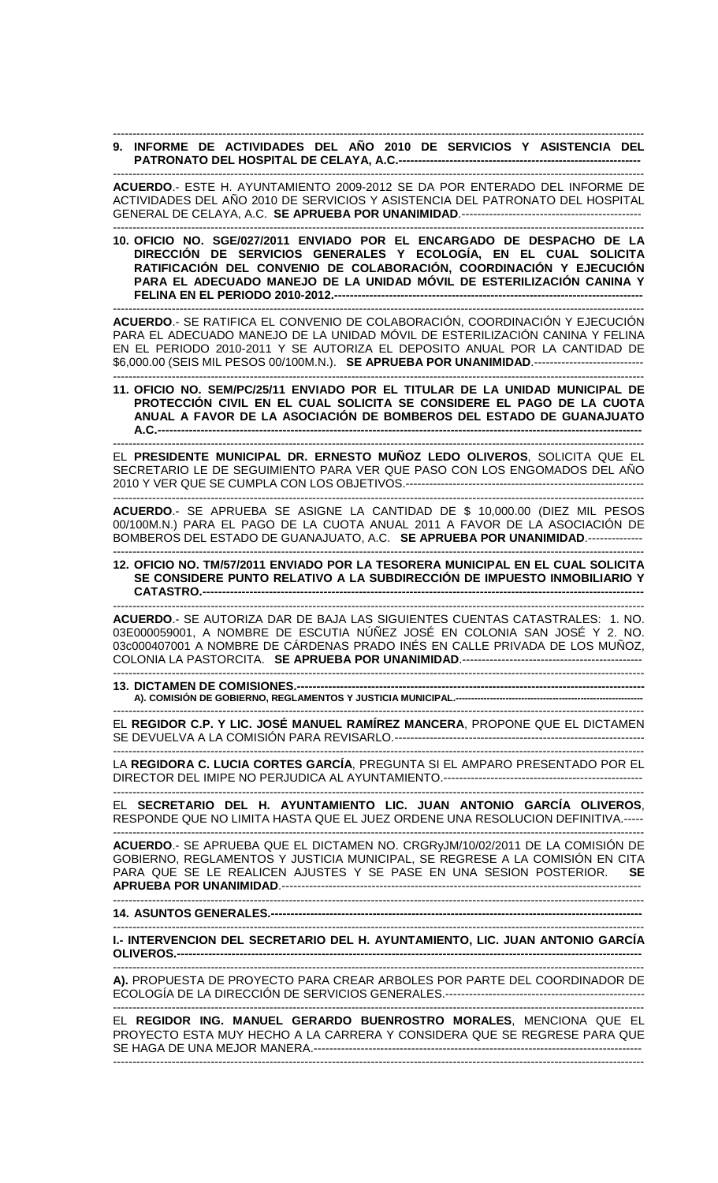**9. INFORME DE ACTIVIDADES DEL AÑO 2010 DE SERVICIOS Y ASISTENCIA DEL PATRONATO DEL HOSPITAL DE CELAYA, A.C.**---------------------------------------------------------------

**ACUERDO**.- ESTE H. AYUNTAMIENTO 2009-2012 SE DA POR ENTERADO DEL INFORME DE ACTIVIDADES DEL AÑO 2010 DE SERVICIOS Y ASISTENCIA DEL PATRONATO DEL HOSPITAL GENERAL DE CELAYA, A.C. **SE APRUEBA POR UNANIMIDAD**.----------------------------------------------

**10. OFICIO NO. SGE/027/2011 ENVIADO POR EL ENCARGADO DE DESPACHO DE LA DIRECCIÓN DE SERVICIOS GENERALES Y ECOLOGÍA, EN EL CUAL SOLICITA RATIFICACIÓN DEL CONVENIO DE COLABORACIÓN, COORDINACIÓN Y EJECUCIÓN PARA EL ADECUADO MANEJO DE LA UNIDAD MÓVIL DE ESTERILIZACIÓN CANINA Y FELINA EN EL PERIODO 2010-2012.**-----------------------------------------------------------------------------

**ACUERDO**.- SE RATIFICA EL CONVENIO DE COLABORACIÓN, COORDINACIÓN Y EJECUCIÓN PARA EL ADECUADO MANEJO DE LA UNIDAD MÓVIL DE ESTERILIZACIÓN CANINA Y FELINA EN EL PERIODO 2010-2011 Y SE AUTORIZA EL DEPOSITO ANUAL POR LA CANTIDAD DE $6,000.00 (SEIS MIL PESOS 00/100M.N.). **SE APRUEBA POR UNANIMIDAD**.----------------------------

**11. OFICIO NO. SEM/PC/25/11 ENVIADO POR EL TITULAR DE LA UNIDAD MUNICIPAL DE PROTECCIÓN CIVIL EN EL CUAL SOLICITA SE CONSIDERE EL PAGO DE LA CUOTA ANUAL A FAVOR DE LA ASOCIACIÓN DE BOMBEROS DEL ESTADO DE GUANAJUATO A.C.**-----------------------------------------------------------------------------------------------------------

EL **PRESIDENTE MUNICIPAL DR. ERNESTO MUÑOZ LEDO OLIVEROS**, SOLICITA QUE EL SECRETARIO LE DE SEGUIMIENTO PARA VER QUE PASO CON LOS ENGOMADOS DEL AÑO 2010 Y VER QUE SE CUMPLA CON LOS OBJETIVOS.-------------------------------------------------------------

**ACUERDO**.- SE APRUEBA SE ASIGNE LA CANTIDAD DE $ 10,000.00 (DIEZ MIL PESOS 00/100M.N.) PARA EL PAGO DE LA CUOTA ANUAL 2011 A FAVOR DE LA ASOCIACIÓN DE BOMBEROS DEL ESTADO DE GUANAJUATO, A.C. **SE APRUEBA POR UNANIMIDAD**.-------------

**12. OFICIO NO. TM/57/2011 ENVIADO POR LA TESORERA MUNICIPAL EN EL CUAL SOLICITA SE CONSIDERE PUNTO RELATIVO A LA SUBDIRECCIÓN DE IMPUESTO INMOBILIARIO Y CATASTRO.**---------------------------------------------------------------------------------------------------------

**ACUERDO**.- SE AUTORIZA DAR DE BAJA LAS SIGUIENTES CUENTAS CATASTRALES: 1. NO. 03E000059001, A NOMBRE DE ESCUTIA NÚÑEZ JOSÉ EN COLONIA SAN JOSÉ Y 2. NO. 03c000407001 A NOMBRE DE CÁRDENAS PRADO INÉS EN CALLE PRIVADA DE LOS MUÑOZ, COLONIA LA PASTORCITA. **SE APRUEBA POR UNANIMIDAD**.----------------------------------------------

**13. DICTAMEN DE COMISIONES.**--------------------------------------------------------------------------------------------
**A). COMISIÓN DE GOBIERNO, REGLAMENTOS Y JUSTICIA MUNICIPAL.**-----------------------------------------------------

EL **REGIDOR C.P. Y LIC. JOSÉ MANUEL RAMÍREZ MANCERA**, PROPONE QUE EL DICTAMEN SE DEVUELVA A LA COMISIÓN PARA REVISARLO.----------------------------------------------------------------

LA **REGIDORA C. LUCIA CORTES GARCÍA**, PREGUNTA SI EL AMPARO PRESENTADO POR EL DIRECTOR DEL IMIPE NO PERJUDICA AL AYUNTAMIENTO.----------------------------------------------------

EL **SECRETARIO DEL H. AYUNTAMIENTO LIC. JUAN ANTONIO GARCÍA OLIVEROS**, RESPONDE QUE NO LIMITA HASTA QUE EL JUEZ ORDENE UNA RESOLUCION DEFINITIVA.-----

**ACUERDO**.- SE APRUEBA QUE EL DICTAMEN NO. CRGRyJM/10/02/2011 DE LA COMISIÓN DE GOBIERNO, REGLAMENTOS Y JUSTICIA MUNICIPAL, SE REGRESE A LA COMISIÓN EN CITA PARA QUE SE LE REALICEN AJUSTES Y SE PASE EN UNA SESION POSTERIOR. **SE APRUEBA POR UNANIMIDAD**.--------------------------------------------------------------------------------------------

**14. ASUNTOS GENERALES.**--------------------------------------------------------------------------------------------------

**I.- INTERVENCION DEL SECRETARIO DEL H. AYUNTAMIENTO, LIC. JUAN ANTONIO GARCÍA OLIVEROS.**---------------------------------------------------------------------------------------------------------------

**A).** PROPUESTA DE PROYECTO PARA CREAR ARBOLES POR PARTE DEL COORDINADOR DE ECOLOGÍA DE LA DIRECCIÓN DE SERVICIOS GENERALES.----------------------------------------------------

EL **REGIDOR ING. MANUEL GERARDO BUENROSTRO MORALES**, MENCIONA QUE EL PROYECTO ESTA MUY HECHO A LA CARRERA Y CONSIDERA QUE SE REGRESE PARA QUE SE HAGA DE UNA MEJOR MANERA.----------------------------------------------------------------------------------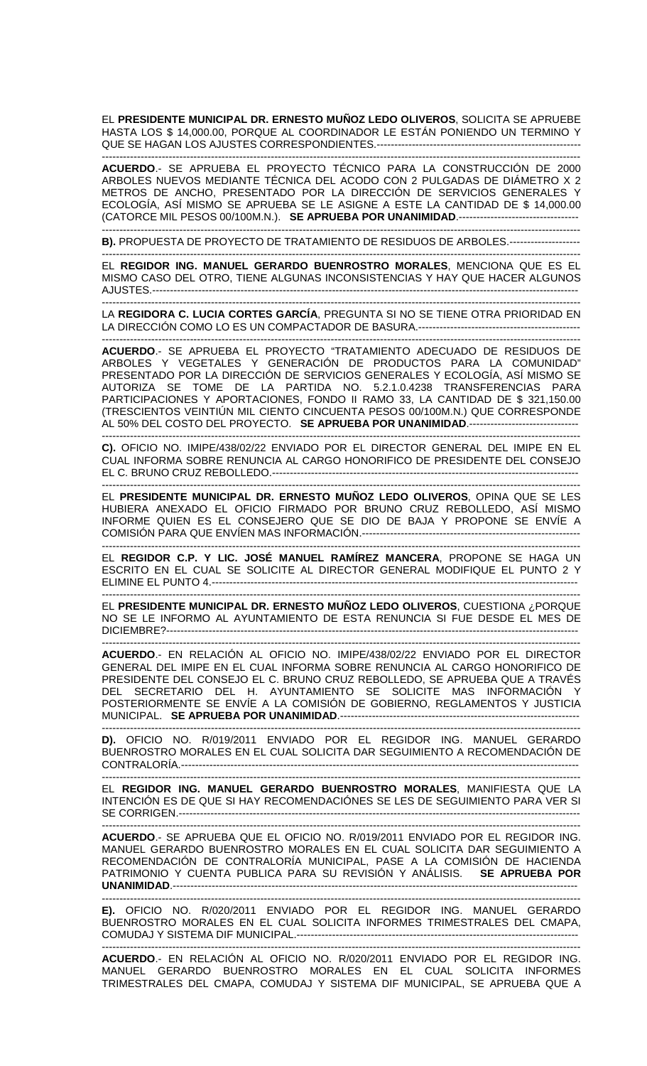EL **PRESIDENTE MUNICIPAL DR. ERNESTO MUÑOZ LEDO OLIVEROS**, SOLICITA SE APRUEBE HASTA LOS $ 14,000.00, PORQUE AL COORDINADOR LE ESTÁN PONIENDO UN TERMINO Y QUE SE HAGAN LOS AJUSTES CORRESPONDIENTES.----------------------------------------------------------

---

**ACUERDO**.- SE APRUEBA EL PROYECTO TÉCNICO PARA LA CONSTRUCCIÓN DE 2000 ARBOLES NUEVOS MEDIANTE TÉCNICA DEL ACODO CON 2 PULGADAS DE DIÁMETRO X 2 METROS DE ANCHO, PRESENTADO POR LA DIRECCIÓN DE SERVICIOS GENERALES Y ECOLOGÍA, ASÍ MISMO SE APRUEBA SE LE ASIGNE A ESTE LA CANTIDAD DE $ 14,000.00 (CATORCE MIL PESOS 00/100M.N.). **SE APRUEBA POR UNANIMIDAD**.----------------------------------

---

**B).** PROPUESTA DE PROYECTO DE TRATAMIENTO DE RESIDUOS DE ARBOLES.--------------------

---

EL **REGIDOR ING. MANUEL GERARDO BUENROSTRO MORALES**, MENCIONA QUE ES EL MISMO CASO DEL OTRO, TIENE ALGUNAS INCONSISTENCIAS Y HAY QUE HACER ALGUNOS AJUSTES.----------------------------------------------------------------------------------------------------------------

---

LA **REGIDORA C. LUCIA CORTES GARCÍA**, PREGUNTA SI NO SE TIENE OTRA PRIORIDAD EN LA DIRECCIÓN COMO LO ES UN COMPACTADOR DE BASURA.----------------------------------------------

---

**ACUERDO**.- SE APRUEBA EL PROYECTO "TRATAMIENTO ADECUADO DE RESIDUOS DE ARBOLES Y VEGETALES Y GENERACIÓN DE PRODUCTOS PARA LA COMUNIDAD" PRESENTADO POR LA DIRECCIÓN DE SERVICIOS GENERALES Y ECOLOGÍA, ASÍ MISMO SE AUTORIZA SE TOME DE LA PARTIDA NO. 5.2.1.0.4238 TRANSFERENCIAS PARA PARTICIPACIONES Y APORTACIONES, FONDO II RAMO 33, LA CANTIDAD DE $ 321,150.00 (TRESCIENTOS VEINTIÚN MIL CIENTO CINCUENTA PESOS 00/100M.N.) QUE CORRESPONDE AL 50% DEL COSTO DEL PROYECTO. **SE APRUEBA POR UNANIMIDAD**.--------------------------------

---

**C).** OFICIO NO. IMIPE/438/02/22 ENVIADO POR EL DIRECTOR GENERAL DEL IMIPE EN EL CUAL INFORMA SOBRE RENUNCIA AL CARGO HONORIFICO DE PRESIDENTE DEL CONSEJO EL C. BRUNO CRUZ REBOLLEDO.--------------------------------------------------------------------------------------

---

EL **PRESIDENTE MUNICIPAL DR. ERNESTO MUÑOZ LEDO OLIVEROS**, OPINA QUE SE LES HUBIERA ANEXADO EL OFICIO FIRMADO POR BRUNO CRUZ REBOLLEDO, ASÍ MISMO INFORME QUIEN ES EL CONSEJERO QUE SE DIO DE BAJA Y PROPONE SE ENVÍE A COMISIÓN PARA QUE ENVÍEN MAS INFORMACIÓN.-----------------------------------------------------------------

---

EL **REGIDOR C.P. Y LIC. JOSÉ MANUEL RAMÍREZ MANCERA**, PROPONE SE HAGA UN ESCRITO EN EL CUAL SE SOLICITE AL DIRECTOR GENERAL MODIFIQUE EL PUNTO 2 Y ELIMINE EL PUNTO 4.-------------------------------------------------------------------------------------------------------------

---

EL **PRESIDENTE MUNICIPAL DR. ERNESTO MUÑOZ LEDO OLIVEROS**, CUESTIONA ¿PORQUE NO SE LE INFORMO AL AYUNTAMIENTO DE ESTA RENUNCIA SI FUE DESDE EL MES DE DICIEMBRE?------------------------------------------------------------------------------------------------------------------

---

**ACUERDO**.- EN RELACIÓN AL OFICIO NO. IMIPE/438/02/22 ENVIADO POR EL DIRECTOR GENERAL DEL IMIPE EN EL CUAL INFORMA SOBRE RENUNCIA AL CARGO HONORIFICO DE PRESIDENTE DEL CONSEJO EL C. BRUNO CRUZ REBOLLEDO, SE APRUEBA QUE A TRAVÉS DEL SECRETARIO DEL H. AYUNTAMIENTO SE SOLICITE MAS INFORMACIÓN Y POSTERIORMENTE SE ENVÍE A LA COMISIÓN DE GOBIERNO, REGLAMENTOS Y JUSTICIA MUNICIPAL. **SE APRUEBA POR UNANIMIDAD**.----------------------------------------------------------------------

---

**D).** OFICIO NO. R/019/2011 ENVIADO POR EL REGIDOR ING. MANUEL GERARDO BUENROSTRO MORALES EN EL CUAL SOLICITA DAR SEGUIMIENTO A RECOMENDACIÓN DE CONTRALORÍA.------------------------------------------------------------------------------------------------------------

---

EL **REGIDOR ING. MANUEL GERARDO BUENROSTRO MORALES**, MANIFIESTA QUE LA INTENCIÓN ES DE QUE SI HAY RECOMENDACIÓNES SE LES DE SEGUIMIENTO PARA VER SI SE CORRIGEN.------------------------------------------------------------------------------------------------------------

---

**ACUERDO**.- SE APRUEBA QUE EL OFICIO NO. R/019/2011 ENVIADO POR EL REGIDOR ING. MANUEL GERARDO BUENROSTRO MORALES EN EL CUAL SOLICITA DAR SEGUIMIENTO A RECOMENDACIÓN DE CONTRALORÍA MUNICIPAL, PASE A LA COMISIÓN DE HACIENDA PATRIMONIO Y CUENTA PUBLICA PARA SU REVISIÓN Y ANÁLISIS. **SE APRUEBA POR UNANIMIDAD**.---------------------------------------------------------------------------------------------------------------

---

**E).** OFICIO NO. R/020/2011 ENVIADO POR EL REGIDOR ING. MANUEL GERARDO BUENROSTRO MORALES EN EL CUAL SOLICITA INFORMES TRIMESTRALES DEL CMAPA, COMUDAJ Y SISTEMA DIF MUNICIPAL.--------------------------------------------------------------------------------

---

**ACUERDO**.- EN RELACIÓN AL OFICIO NO. R/020/2011 ENVIADO POR EL REGIDOR ING. MANUEL GERARDO BUENROSTRO MORALES EN EL CUAL SOLICITA INFORMES TRIMESTRALES DEL CMAPA, COMUDAJ Y SISTEMA DIF MUNICIPAL, SE APRUEBA QUE A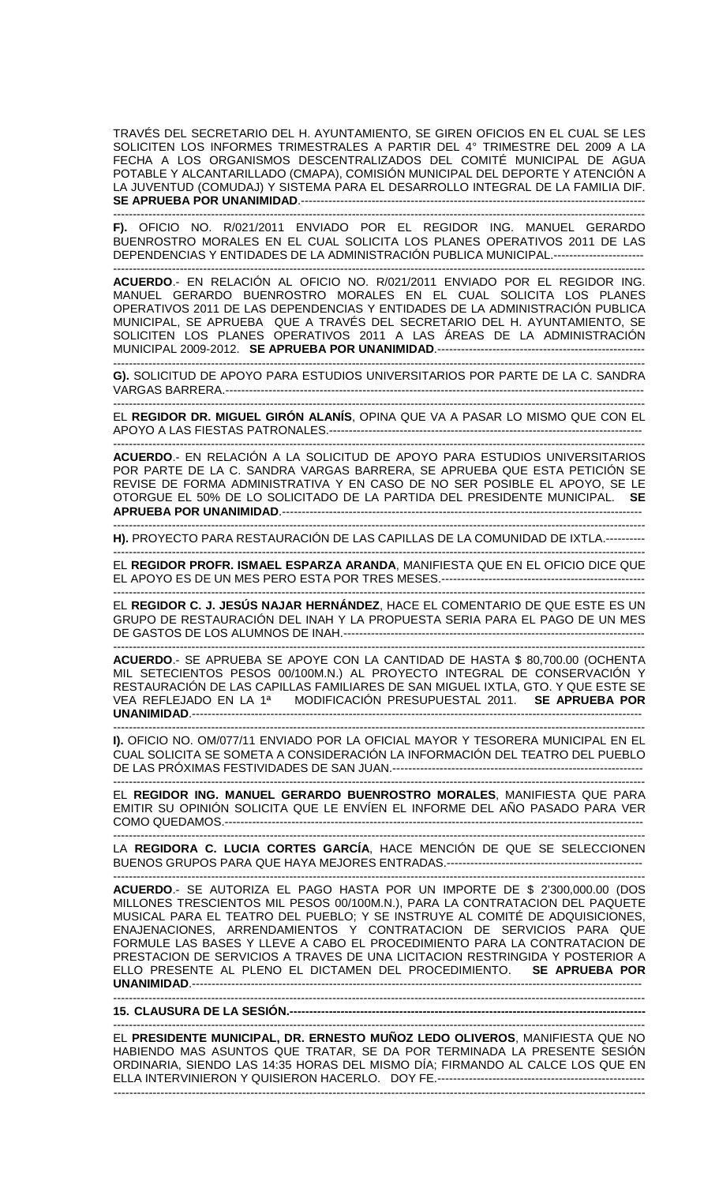TRAVÉS DEL SECRETARIO DEL H. AYUNTAMIENTO, SE GIREN OFICIOS EN EL CUAL SE LES SOLICITEN LOS INFORMES TRIMESTRALES A PARTIR DEL 4° TRIMESTRE DEL 2009 A LA FECHA A LOS ORGANISMOS DESCENTRALIZADOS DEL COMITÉ MUNICIPAL DE AGUA POTABLE Y ALCANTARILLADO (CMAPA), COMISIÓN MUNICIPAL DEL DEPORTE Y ATENCIÓN A LA JUVENTUD (COMUDAJ) Y SISTEMA PARA EL DESARROLLO INTEGRAL DE LA FAMILIA DIF. **SE APRUEBA POR UNANIMIDAD**.----------------------------------------------------------------------------------------

------------------------------------------------------------------------------------------------------------------------

**F).** OFICIO NO. R/021/2011 ENVIADO POR EL REGIDOR ING. MANUEL GERARDO BUENROSTRO MORALES EN EL CUAL SOLICITA LOS PLANES OPERATIVOS 2011 DE LAS DEPENDENCIAS Y ENTIDADES DE LA ADMINISTRACIÓN PUBLICA MUNICIPAL.----------------------

------------------------------------------------------------------------------------------------------------------------

**ACUERDO**.- EN RELACIÓN AL OFICIO NO. R/021/2011 ENVIADO POR EL REGIDOR ING. MANUEL GERARDO BUENROSTRO MORALES EN EL CUAL SOLICITA LOS PLANES OPERATIVOS 2011 DE LAS DEPENDENCIAS Y ENTIDADES DE LA ADMINISTRACIÓN PUBLICA MUNICIPAL, SE APRUEBA QUE A TRAVÉS DEL SECRETARIO DEL H. AYUNTAMIENTO, SE SOLICITEN LOS PLANES OPERATIVOS 2011 A LAS ÁREAS DE LA ADMINISTRACIÓN MUNICIPAL 2009-2012. **SE APRUEBA POR UNANIMIDAD**.----------------------------------------------------

------------------------------------------------------------------------------------------------------------------------

**G).** SOLICITUD DE APOYO PARA ESTUDIOS UNIVERSITARIOS POR PARTE DE LA C. SANDRA VARGAS BARRERA.--------------------------------------------------------------------------------------------------------

------------------------------------------------------------------------------------------------------------------------

EL **REGIDOR DR. MIGUEL GIRÓN ALANÍS**, OPINA QUE VA A PASAR LO MISMO QUE CON EL APOYO A LAS FIESTAS PATRONALES.------------------------------------------------------------------------------

------------------------------------------------------------------------------------------------------------------------

**ACUERDO**.- EN RELACIÓN A LA SOLICITUD DE APOYO PARA ESTUDIOS UNIVERSITARIOS POR PARTE DE LA C. SANDRA VARGAS BARRERA, SE APRUEBA QUE ESTA PETICIÓN SE REVISE DE FORMA ADMINISTRATIVA Y EN CASO DE NO SER POSIBLE EL APOYO, SE LE OTORGUE EL 50% DE LO SOLICITADO DE LA PARTIDA DEL PRESIDENTE MUNICIPAL. **SE APRUEBA POR UNANIMIDAD**.------------------------------------------------------------------------------------------------

------------------------------------------------------------------------------------------------------------------------

**H).** PROYECTO PARA RESTAURACIÓN DE LAS CAPILLAS DE LA COMUNIDAD DE IXTLA.----------

------------------------------------------------------------------------------------------------------------------------

EL **REGIDOR PROFR. ISMAEL ESPARZA ARANDA**, MANIFIESTA QUE EN EL OFICIO DICE QUE EL APOYO ES DE UN MES PERO ESTA POR TRES MESES.----------------------------------------------------

------------------------------------------------------------------------------------------------------------------------

EL **REGIDOR C. J. JESÚS NAJAR HERNÁNDEZ**, HACE EL COMENTARIO DE QUE ESTE ES UN GRUPO DE RESTAURACIÓN DEL INAH Y LA PROPUESTA SERIA PARA EL PAGO DE UN MES DE GASTOS DE LOS ALUMNOS DE INAH.---------------------------------------------------------------------------

------------------------------------------------------------------------------------------------------------------------

**ACUERDO**.- SE APRUEBA SE APOYE CON LA CANTIDAD DE HASTA $ 80,700.00 (OCHENTA MIL SETECIENTOS PESOS 00/100M.N.) AL PROYECTO INTEGRAL DE CONSERVACIÓN Y RESTAURACIÓN DE LAS CAPILLAS FAMILIARES DE SAN MIGUEL IXTLA, GTO. Y QUE ESTE SE VEA REFLEJADO EN LA 1ª MODIFICACIÓN PRESUPUESTAL 2011. **SE APRUEBA POR UNANIMIDAD**.-----------------------------------------------------------------------------------------------------------

------------------------------------------------------------------------------------------------------------------------

**I).** OFICIO NO. OM/077/11 ENVIADO POR LA OFICIAL MAYOR Y TESORERA MUNICIPAL EN EL CUAL SOLICITA SE SOMETA A CONSIDERACIÓN LA INFORMACIÓN DEL TEATRO DEL PUEBLO DE LAS PRÓXIMAS FESTIVIDADES DE SAN JUAN.---------------------------------------------------------------

------------------------------------------------------------------------------------------------------------------------

EL **REGIDOR ING. MANUEL GERARDO BUENROSTRO MORALES**, MANIFIESTA QUE PARA EMITIR SU OPINIÓN SOLICITA QUE LE ENVÍEN EL INFORME DEL AÑO PASADO PARA VER COMO QUEDAMOS.--------------------------------------------------------------------------------------------------------

------------------------------------------------------------------------------------------------------------------------

LA **REGIDORA C. LUCIA CORTES GARCÍA**, HACE MENCIÓN DE QUE SE SELECCIONEN BUENOS GRUPOS PARA QUE HAYA MEJORES ENTRADAS.------------------------------------------------

------------------------------------------------------------------------------------------------------------------------

**ACUERDO**.- SE AUTORIZA EL PAGO HASTA POR UN IMPORTE DE $ 2'300,000.00 (DOS MILLONES TRESCIENTOS MIL PESOS 00/100M.N.), PARA LA CONTRATACION DEL PAQUETE MUSICAL PARA EL TEATRO DEL PUEBLO; Y SE INSTRUYE AL COMITÉ DE ADQUISICIONES, ENAJENACIONES, ARRENDAMIENTOS Y CONTRATACION DE SERVICIOS PARA QUE FORMULE LAS BASES Y LLEVE A CABO EL PROCEDIMIENTO PARA LA CONTRATACION DE PRESTACION DE SERVICIOS A TRAVES DE UNA LICITACION RESTRINGIDA Y POSTERIOR A ELLO PRESENTE AL PLENO EL DICTAMEN DEL PROCEDIMIENTO. **SE APRUEBA POR UNANIMIDAD**.-----------------------------------------------------------------------------------------------------------

------------------------------------------------------------------------------------------------------------------------

**15. CLAUSURA DE LA SESIÓN.---------------------------------------------------------------------------------------**

------------------------------------------------------------------------------------------------------------------------

EL **PRESIDENTE MUNICIPAL, DR. ERNESTO MUÑOZ LEDO OLIVEROS**, MANIFIESTA QUE NO HABIENDO MAS ASUNTOS QUE TRATAR, SE DA POR TERMINADA LA PRESENTE SESIÓN ORDINARIA, SIENDO LAS 14:35 HORAS DEL MISMO DÍA; FIRMANDO AL CALCE LOS QUE EN ELLA INTERVINIERON Y QUISIERON HACERLO. DOY FE.----------------------------------------------------

------------------------------------------------------------------------------------------------------------------------